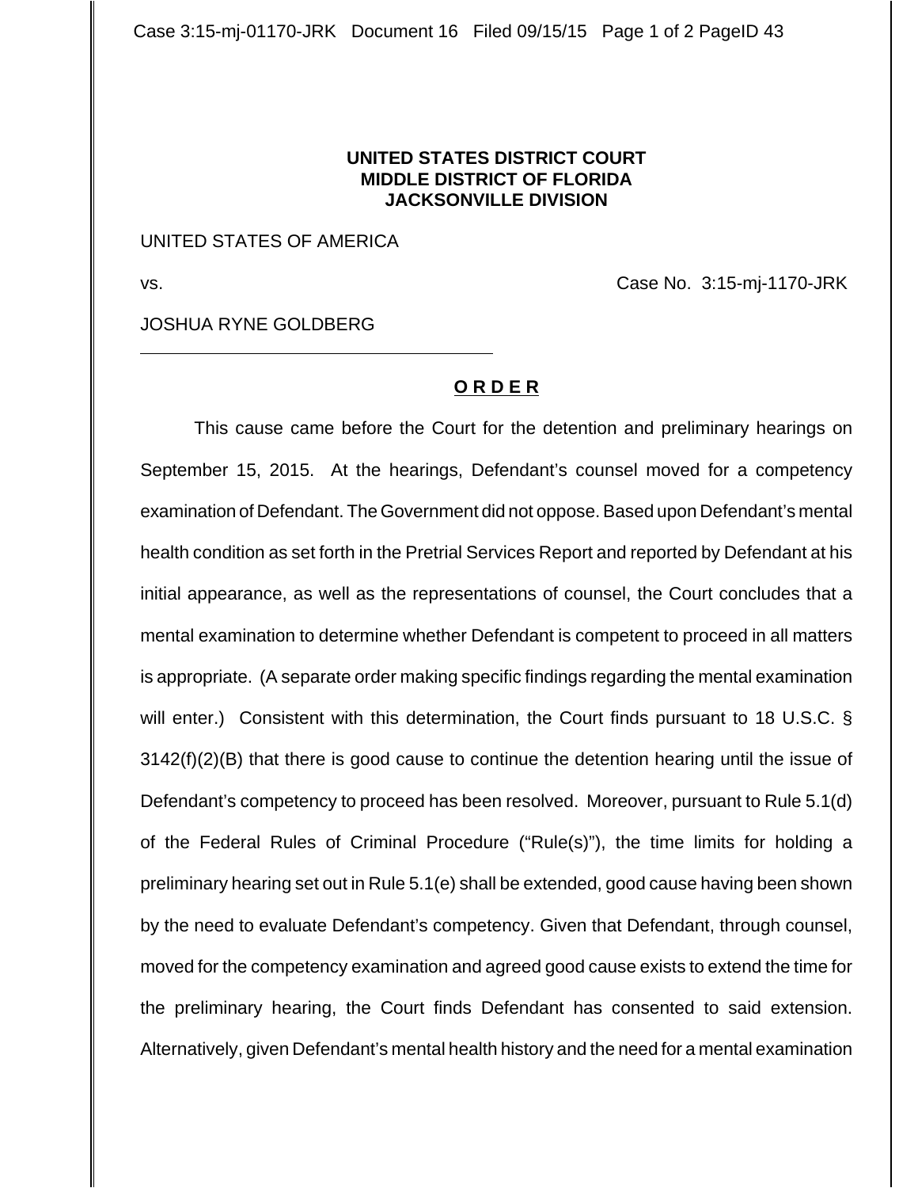**UNITED STATES DISTRICT COURT**
**MIDDLE DISTRICT OF FLORIDA**
**JACKSONVILLE DIVISION**

UNITED STATES OF AMERICA

vs. Case No. 3:15-mj-1170-JRK

JOSHUA RYNE GOLDBERG

---

**O R D E R**

This cause came before the Court for the detention and preliminary hearings on September 15, 2015. At the hearings, Defendant's counsel moved for a competency examination of Defendant. The Government did not oppose. Based upon Defendant's mental health condition as set forth in the Pretrial Services Report and reported by Defendant at his initial appearance, as well as the representations of counsel, the Court concludes that a mental examination to determine whether Defendant is competent to proceed in all matters is appropriate. (A separate order making specific findings regarding the mental examination will enter.) Consistent with this determination, the Court finds pursuant to 18 U.S.C. § 3142(f)(2)(B) that there is good cause to continue the detention hearing until the issue of Defendant's competency to proceed has been resolved. Moreover, pursuant to Rule 5.1(d) of the Federal Rules of Criminal Procedure ("Rule(s)"), the time limits for holding a preliminary hearing set out in Rule 5.1(e) shall be extended, good cause having been shown by the need to evaluate Defendant's competency. Given that Defendant, through counsel, moved for the competency examination and agreed good cause exists to extend the time for the preliminary hearing, the Court finds Defendant has consented to said extension. Alternatively, given Defendant's mental health history and the need for a mental examination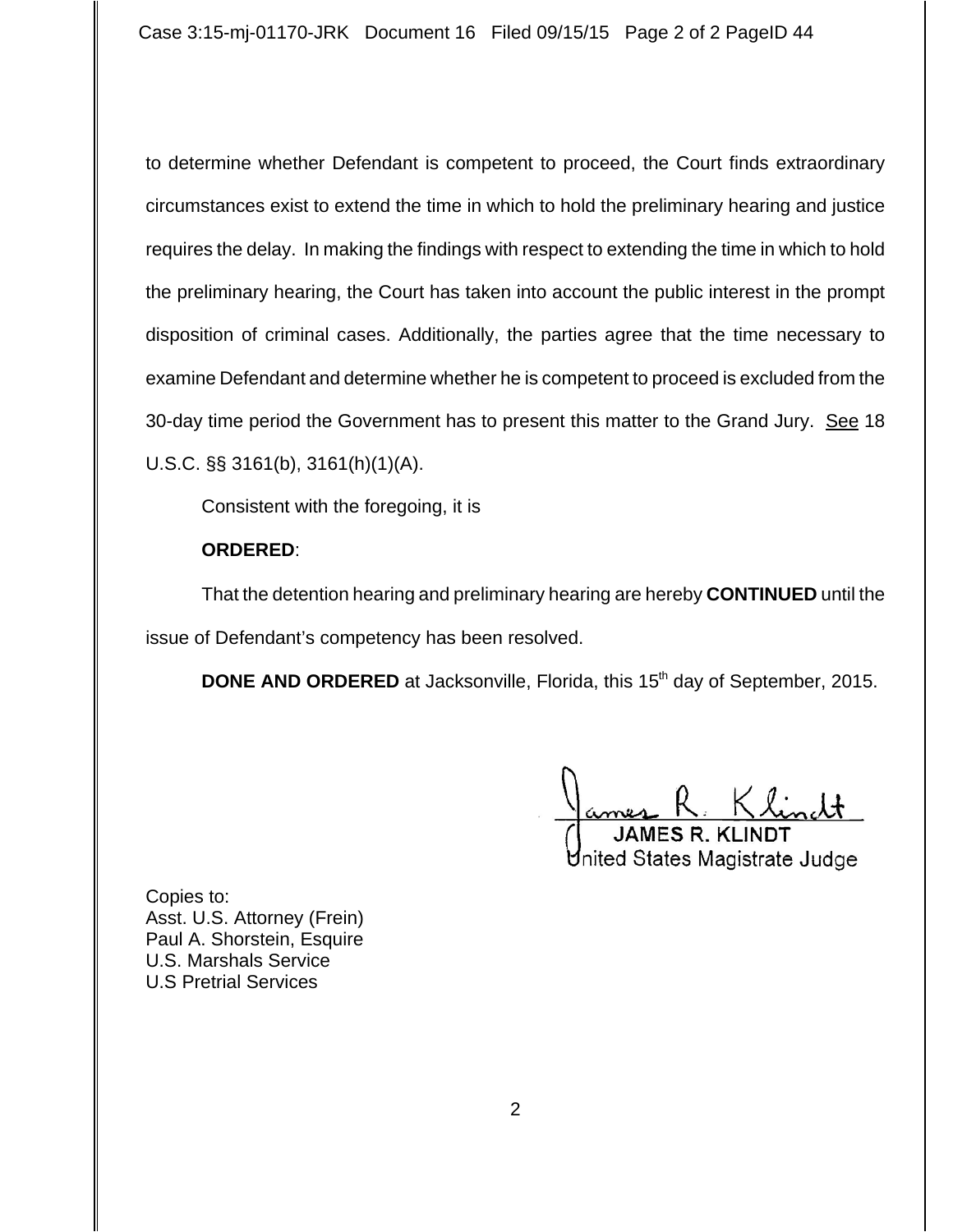to determine whether Defendant is competent to proceed, the Court finds extraordinary circumstances exist to extend the time in which to hold the preliminary hearing and justice requires the delay. In making the findings with respect to extending the time in which to hold the preliminary hearing, the Court has taken into account the public interest in the prompt disposition of criminal cases. Additionally, the parties agree that the time necessary to examine Defendant and determine whether he is competent to proceed is excluded from the 30-day time period the Government has to present this matter to the Grand Jury. See 18 U.S.C. §§ 3161(b), 3161(h)(1)(A).

Consistent with the foregoing, it is

**ORDERED**:

That the detention hearing and preliminary hearing are hereby **CONTINUED** until the issue of Defendant's competency has been resolved.

**DONE AND ORDERED** at Jacksonville, Florida, this 15th day of September, 2015.

James R. Klindt

**JAMES R. KLINDT**
United States Magistrate Judge

Copies to:
Asst. U.S. Attorney (Frein)
Paul A. Shorstein, Esquire
U.S. Marshals Service
U.S Pretrial Services